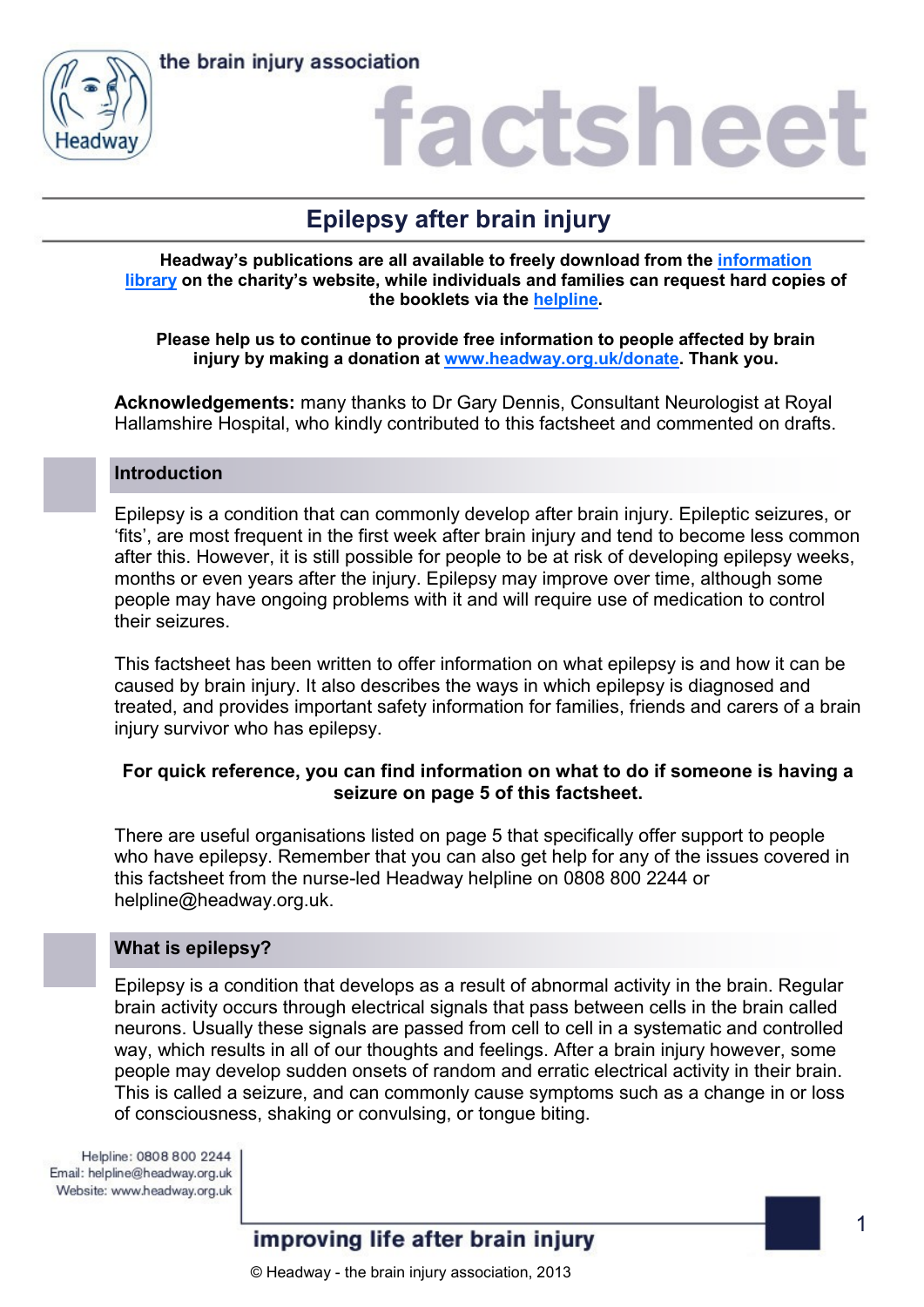the brain injury association

# factsheet

## Epilepsy after brain injury

**Headway's publications are all available to freely download from the information library on the charity's website, while individuals and families can request hard copies of the booklets via the helpline.**

**Please help us to continue to provide free information to people affected by brain injury by making a donation at www.headway.org.uk/donate. Thank you.**

**Acknowledgements:** many thanks to Dr Gary Dennis, Consultant Neurologist at Royal Hallamshire Hospital, who kindly contributed to this factsheet and commented on drafts.

### Introduction

Epilepsy is a condition that can commonly develop after brain injury. Epileptic seizures, or 'fits', are most frequent in the first week after brain injury and tend to become less common after this. However, it is still possible for people to be at risk of developing epilepsy weeks, months or even years after the injury. Epilepsy may improve over time, although some people may have ongoing problems with it and will require use of medication to control their seizures.

This factsheet has been written to offer information on what epilepsy is and how it can be caused by brain injury. It also describes the ways in which epilepsy is diagnosed and treated, and provides important safety information for families, friends and carers of a brain injury survivor who has epilepsy.

**For quick reference, you can find information on what to do if someone is having a seizure on page 5 of this factsheet.**

There are useful organisations listed on page 5 that specifically offer support to people who have epilepsy. Remember that you can also get help for any of the issues covered in this factsheet from the nurse-led Headway helpline on 0808 800 2244 or helpline@headway.org.uk.

### What is epilepsy?

Epilepsy is a condition that develops as a result of abnormal activity in the brain. Regular brain activity occurs through electrical signals that pass between cells in the brain called neurons. Usually these signals are passed from cell to cell in a systematic and controlled way, which results in all of our thoughts and feelings. After a brain injury however, some people may develop sudden onsets of random and erratic electrical activity in their brain. This is called a seizure, and can commonly cause symptoms such as a change in or loss of consciousness, shaking or convulsing, or tongue biting.

Helpline: 0808 800 2244
Email: helpline@headway.org.uk
Website: www.headway.org.uk

improving life after brain injury

© Headway - the brain injury association, 2013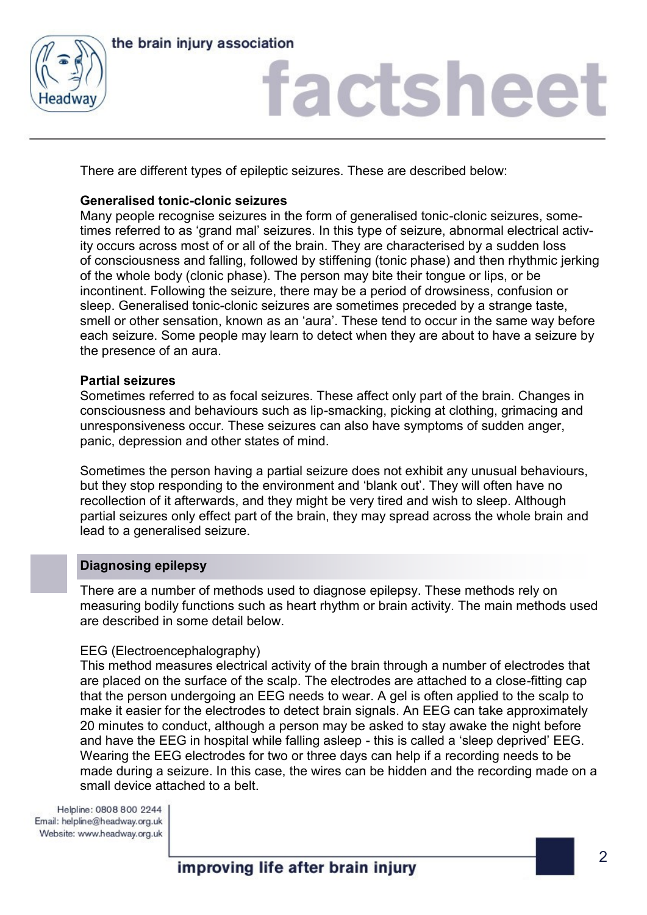There are different types of epileptic seizures. These are described below:

**Generalised tonic-clonic seizures**

Many people recognise seizures in the form of generalised tonic-clonic seizures, sometimes referred to as 'grand mal' seizures. In this type of seizure, abnormal electrical activity occurs across most of or all of the brain. They are characterised by a sudden loss of consciousness and falling, followed by stiffening (tonic phase) and then rhythmic jerking of the whole body (clonic phase). The person may bite their tongue or lips, or be incontinent. Following the seizure, there may be a period of drowsiness, confusion or sleep. Generalised tonic-clonic seizures are sometimes preceded by a strange taste, smell or other sensation, known as an 'aura'. These tend to occur in the same way before each seizure. Some people may learn to detect when they are about to have a seizure by the presence of an aura.

**Partial seizures**

Sometimes referred to as focal seizures. These affect only part of the brain. Changes in consciousness and behaviours such as lip-smacking, picking at clothing, grimacing and unresponsiveness occur. These seizures can also have symptoms of sudden anger, panic, depression and other states of mind.

Sometimes the person having a partial seizure does not exhibit any unusual behaviours, but they stop responding to the environment and 'blank out'. They will often have no recollection of it afterwards, and they might be very tired and wish to sleep. Although partial seizures only effect part of the brain, they may spread across the whole brain and lead to a generalised seizure.

## Diagnosing epilepsy

There are a number of methods used to diagnose epilepsy. These methods rely on measuring bodily functions such as heart rhythm or brain activity. The main methods used are described in some detail below.

EEG (Electroencephalography)

This method measures electrical activity of the brain through a number of electrodes that are placed on the surface of the scalp. The electrodes are attached to a close-fitting cap that the person undergoing an EEG needs to wear. A gel is often applied to the scalp to make it easier for the electrodes to detect brain signals. An EEG can take approximately 20 minutes to conduct, although a person may be asked to stay awake the night before and have the EEG in hospital while falling asleep - this is called a 'sleep deprived' EEG. Wearing the EEG electrodes for two or three days can help if a recording needs to be made during a seizure. In this case, the wires can be hidden and the recording made on a small device attached to a belt.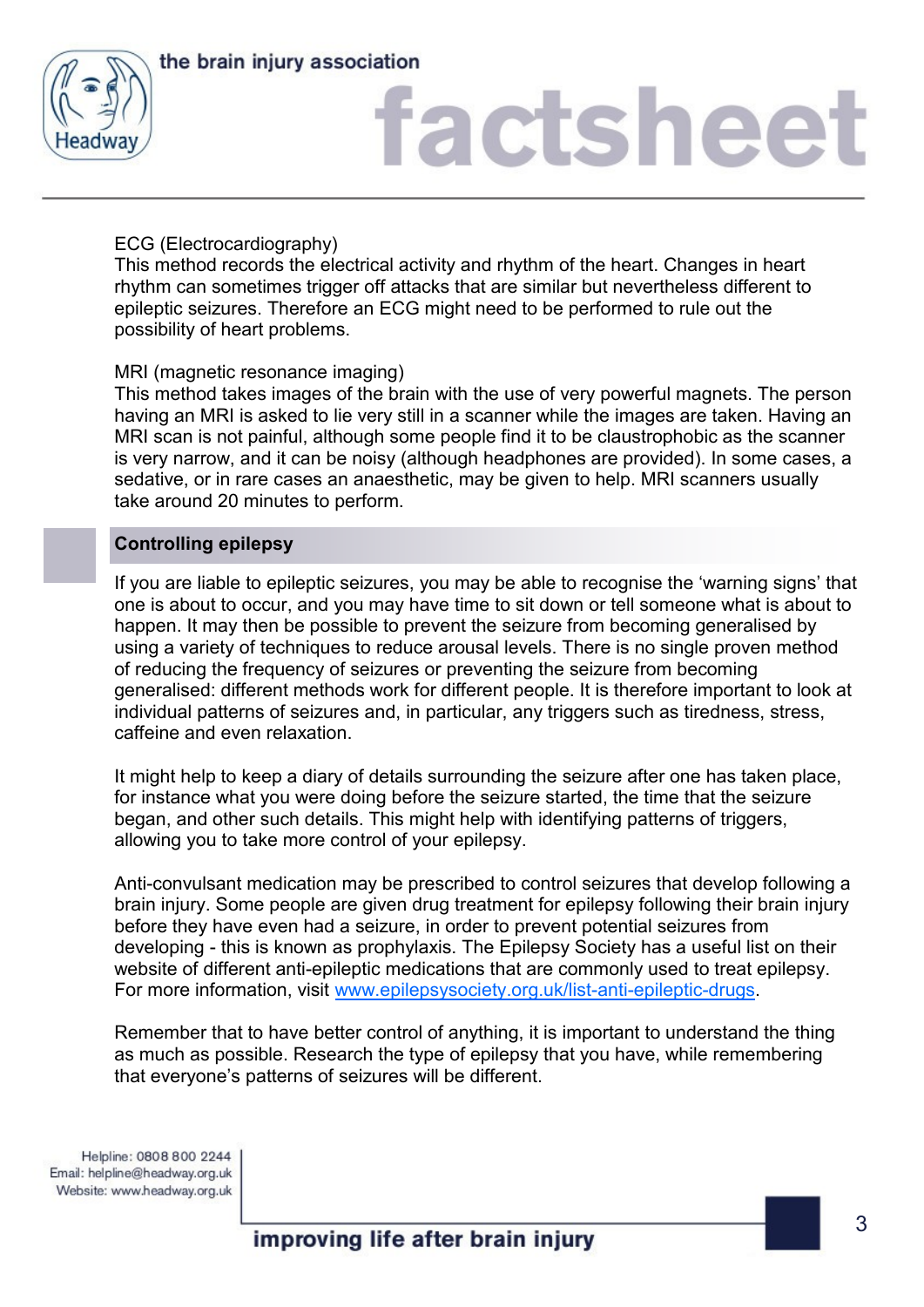ECG (Electrocardiography)
This method records the electrical activity and rhythm of the heart. Changes in heart rhythm can sometimes trigger off attacks that are similar but nevertheless different to epileptic seizures. Therefore an ECG might need to be performed to rule out the possibility of heart problems.

MRI (magnetic resonance imaging)
This method takes images of the brain with the use of very powerful magnets. The person having an MRI is asked to lie very still in a scanner while the images are taken. Having an MRI scan is not painful, although some people find it to be claustrophobic as the scanner is very narrow, and it can be noisy (although headphones are provided). In some cases, a sedative, or in rare cases an anaesthetic, may be given to help. MRI scanners usually take around 20 minutes to perform.

## Controlling epilepsy

If you are liable to epileptic seizures, you may be able to recognise the 'warning signs' that one is about to occur, and you may have time to sit down or tell someone what is about to happen. It may then be possible to prevent the seizure from becoming generalised by using a variety of techniques to reduce arousal levels. There is no single proven method of reducing the frequency of seizures or preventing the seizure from becoming generalised: different methods work for different people. It is therefore important to look at individual patterns of seizures and, in particular, any triggers such as tiredness, stress, caffeine and even relaxation.

It might help to keep a diary of details surrounding the seizure after one has taken place, for instance what you were doing before the seizure started, the time that the seizure began, and other such details. This might help with identifying patterns of triggers, allowing you to take more control of your epilepsy.

Anti-convulsant medication may be prescribed to control seizures that develop following a brain injury. Some people are given drug treatment for epilepsy following their brain injury before they have even had a seizure, in order to prevent potential seizures from developing - this is known as prophylaxis. The Epilepsy Society has a useful list on their website of different anti-epileptic medications that are commonly used to treat epilepsy. For more information, visit [www.epilepsysociety.org.uk/list-anti-epileptic-drugs](http://www.epilepsysociety.org.uk/list-anti-epileptic-drugs).

Remember that to have better control of anything, it is important to understand the thing as much as possible. Research the type of epilepsy that you have, while remembering that everyone's patterns of seizures will be different.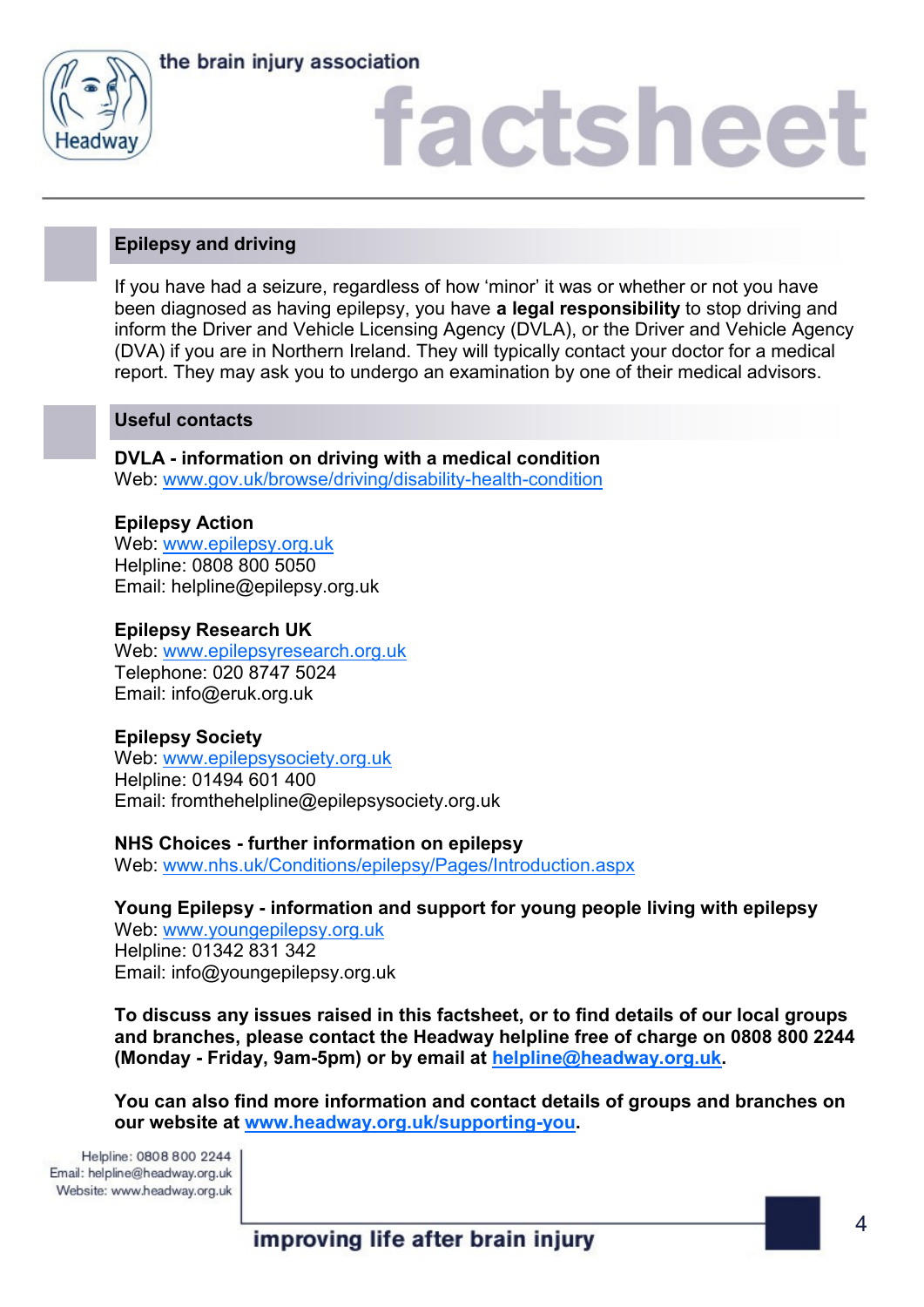## Epilepsy and driving

If you have had a seizure, regardless of how 'minor' it was or whether or not you have been diagnosed as having epilepsy, you have **a legal responsibility** to stop driving and inform the Driver and Vehicle Licensing Agency (DVLA), or the Driver and Vehicle Agency (DVA) if you are in Northern Ireland. They will typically contact your doctor for a medical report. They may ask you to undergo an examination by one of their medical advisors.

## Useful contacts

**DVLA - information on driving with a medical condition**
Web: www.gov.uk/browse/driving/disability-health-condition

**Epilepsy Action**
Web: www.epilepsy.org.uk
Helpline: 0808 800 5050
Email: helpline@epilepsy.org.uk

**Epilepsy Research UK**
Web: www.epilepsyresearch.org.uk
Telephone: 020 8747 5024
Email: info@eruk.org.uk

**Epilepsy Society**
Web: www.epilepsysociety.org.uk
Helpline: 01494 601 400
Email: fromthehelpline@epilepsysociety.org.uk

**NHS Choices - further information on epilepsy**
Web: www.nhs.uk/Conditions/epilepsy/Pages/Introduction.aspx

**Young Epilepsy - information and support for young people living with epilepsy**
Web: www.youngepilepsy.org.uk
Helpline: 01342 831 342
Email: info@youngepilepsy.org.uk

**To discuss any issues raised in this factsheet, or to find details of our local groups and branches, please contact the Headway helpline free of charge on 0808 800 2244 (Monday - Friday, 9am-5pm) or by email at helpline@headway.org.uk.**

**You can also find more information and contact details of groups and branches on our website at www.headway.org.uk/supporting-you.**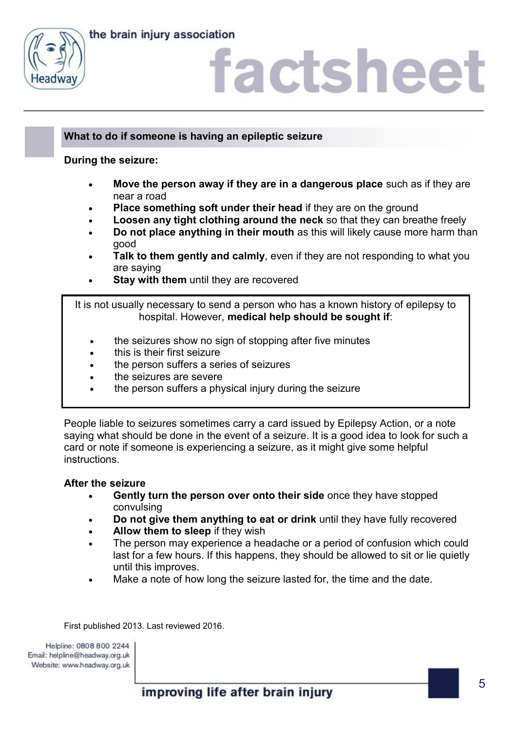## What to do if someone is having an epileptic seizure

**During the seizure:**

- **Move the person away if they are in a dangerous place** such as if they are near a road
- **Place something soft under their head** if they are on the ground
- **Loosen any tight clothing around the neck** so that they can breathe freely
- **Do not place anything in their mouth** as this will likely cause more harm than good
- **Talk to them gently and calmly**, even if they are not responding to what you are saying
- **Stay with them** until they are recovered

It is not usually necessary to send a person who has a known history of epilepsy to hospital. However, **medical help should be sought if**:

- the seizures show no sign of stopping after five minutes
- this is their first seizure
- the person suffers a series of seizures
- the seizures are severe
- the person suffers a physical injury during the seizure

People liable to seizures sometimes carry a card issued by Epilepsy Action, or a note saying what should be done in the event of a seizure. It is a good idea to look for such a card or note if someone is experiencing a seizure, as it might give some helpful instructions.

**After the seizure**

- **Gently turn the person over onto their side** once they have stopped convulsing
- **Do not give them anything to eat or drink** until they have fully recovered
- **Allow them to sleep** if they wish
- The person may experience a headache or a period of confusion which could last for a few hours. If this happens, they should be allowed to sit or lie quietly until this improves.
- Make a note of how long the seizure lasted for, the time and the date.

First published 2013. Last reviewed 2016.

Helpline: 0808 800 2244
Email: helpline@headway.org.uk
Website: www.headway.org.uk